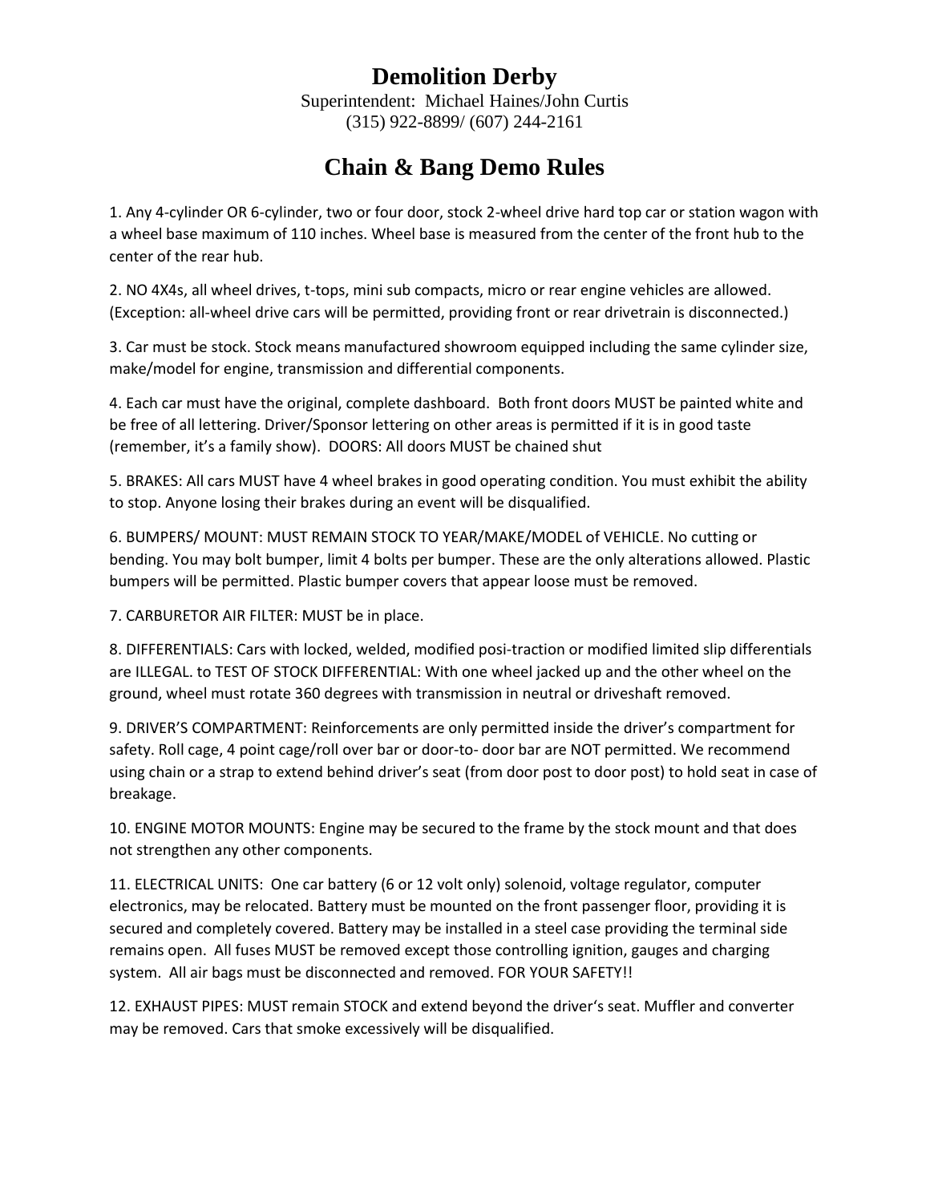# Demolition Derby

Superintendent: Michael Haines/John Curtis
(315) 922-8899/ (607) 244-2161

## Chain & Bang Demo Rules

1. Any 4-cylinder OR 6-cylinder, two or four door, stock 2-wheel drive hard top car or station wagon with a wheel base maximum of 110 inches. Wheel base is measured from the center of the front hub to the center of the rear hub.

2. NO 4X4s, all wheel drives, t-tops, mini sub compacts, micro or rear engine vehicles are allowed. (Exception: all-wheel drive cars will be permitted, providing front or rear drivetrain is disconnected.)

3. Car must be stock. Stock means manufactured showroom equipped including the same cylinder size, make/model for engine, transmission and differential components.

4. Each car must have the original, complete dashboard. Both front doors MUST be painted white and be free of all lettering. Driver/Sponsor lettering on other areas is permitted if it is in good taste (remember, it's a family show). DOORS: All doors MUST be chained shut

5. BRAKES: All cars MUST have 4 wheel brakes in good operating condition. You must exhibit the ability to stop. Anyone losing their brakes during an event will be disqualified.

6. BUMPERS/ MOUNT: MUST REMAIN STOCK TO YEAR/MAKE/MODEL of VEHICLE. No cutting or bending. You may bolt bumper, limit 4 bolts per bumper. These are the only alterations allowed. Plastic bumpers will be permitted. Plastic bumper covers that appear loose must be removed.

7. CARBURETOR AIR FILTER: MUST be in place.

8. DIFFERENTIALS: Cars with locked, welded, modified posi-traction or modified limited slip differentials are ILLEGAL. to TEST OF STOCK DIFFERENTIAL: With one wheel jacked up and the other wheel on the ground, wheel must rotate 360 degrees with transmission in neutral or driveshaft removed.

9. DRIVER'S COMPARTMENT: Reinforcements are only permitted inside the driver's compartment for safety. Roll cage, 4 point cage/roll over bar or door-to- door bar are NOT permitted. We recommend using chain or a strap to extend behind driver's seat (from door post to door post) to hold seat in case of breakage.

10. ENGINE MOTOR MOUNTS: Engine may be secured to the frame by the stock mount and that does not strengthen any other components.

11. ELECTRICAL UNITS: One car battery (6 or 12 volt only) solenoid, voltage regulator, computer electronics, may be relocated. Battery must be mounted on the front passenger floor, providing it is secured and completely covered. Battery may be installed in a steel case providing the terminal side remains open. All fuses MUST be removed except those controlling ignition, gauges and charging system. All air bags must be disconnected and removed. FOR YOUR SAFETY!!

12. EXHAUST PIPES: MUST remain STOCK and extend beyond the driver's seat. Muffler and converter may be removed. Cars that smoke excessively will be disqualified.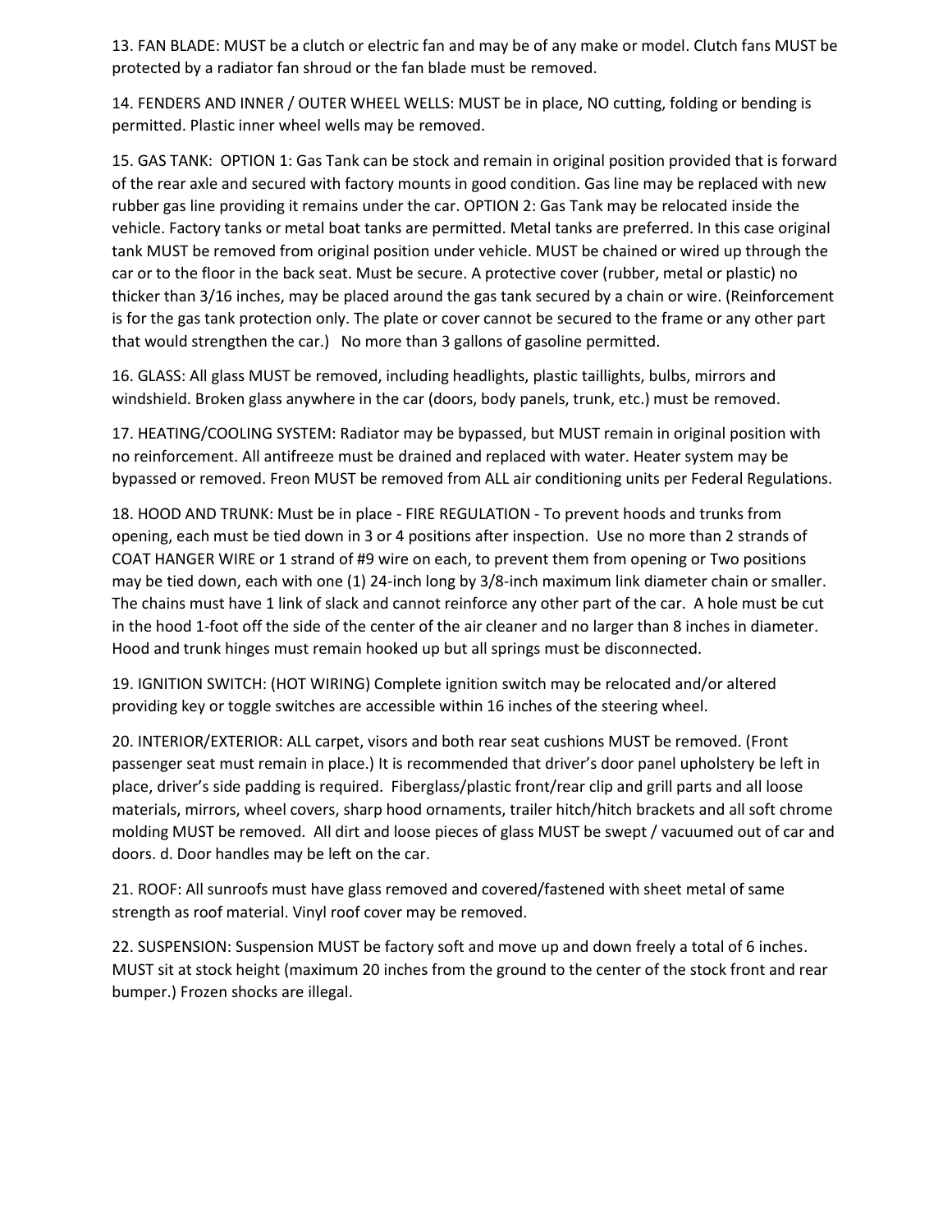13. FAN BLADE: MUST be a clutch or electric fan and may be of any make or model. Clutch fans MUST be protected by a radiator fan shroud or the fan blade must be removed.

14. FENDERS AND INNER / OUTER WHEEL WELLS: MUST be in place, NO cutting, folding or bending is permitted. Plastic inner wheel wells may be removed.

15. GAS TANK: OPTION 1: Gas Tank can be stock and remain in original position provided that is forward of the rear axle and secured with factory mounts in good condition. Gas line may be replaced with new rubber gas line providing it remains under the car. OPTION 2: Gas Tank may be relocated inside the vehicle. Factory tanks or metal boat tanks are permitted. Metal tanks are preferred. In this case original tank MUST be removed from original position under vehicle. MUST be chained or wired up through the car or to the floor in the back seat. Must be secure. A protective cover (rubber, metal or plastic) no thicker than 3/16 inches, may be placed around the gas tank secured by a chain or wire. (Reinforcement is for the gas tank protection only. The plate or cover cannot be secured to the frame or any other part that would strengthen the car.) No more than 3 gallons of gasoline permitted.

16. GLASS: All glass MUST be removed, including headlights, plastic taillights, bulbs, mirrors and windshield. Broken glass anywhere in the car (doors, body panels, trunk, etc.) must be removed.

17. HEATING/COOLING SYSTEM: Radiator may be bypassed, but MUST remain in original position with no reinforcement. All antifreeze must be drained and replaced with water. Heater system may be bypassed or removed. Freon MUST be removed from ALL air conditioning units per Federal Regulations.

18. HOOD AND TRUNK: Must be in place - FIRE REGULATION - To prevent hoods and trunks from opening, each must be tied down in 3 or 4 positions after inspection. Use no more than 2 strands of COAT HANGER WIRE or 1 strand of #9 wire on each, to prevent them from opening or Two positions may be tied down, each with one (1) 24-inch long by 3/8-inch maximum link diameter chain or smaller. The chains must have 1 link of slack and cannot reinforce any other part of the car. A hole must be cut in the hood 1-foot off the side of the center of the air cleaner and no larger than 8 inches in diameter. Hood and trunk hinges must remain hooked up but all springs must be disconnected.

19. IGNITION SWITCH: (HOT WIRING) Complete ignition switch may be relocated and/or altered providing key or toggle switches are accessible within 16 inches of the steering wheel.

20. INTERIOR/EXTERIOR: ALL carpet, visors and both rear seat cushions MUST be removed. (Front passenger seat must remain in place.) It is recommended that driver's door panel upholstery be left in place, driver's side padding is required. Fiberglass/plastic front/rear clip and grill parts and all loose materials, mirrors, wheel covers, sharp hood ornaments, trailer hitch/hitch brackets and all soft chrome molding MUST be removed. All dirt and loose pieces of glass MUST be swept / vacuumed out of car and doors. d. Door handles may be left on the car.

21. ROOF: All sunroofs must have glass removed and covered/fastened with sheet metal of same strength as roof material. Vinyl roof cover may be removed.

22. SUSPENSION: Suspension MUST be factory soft and move up and down freely a total of 6 inches. MUST sit at stock height (maximum 20 inches from the ground to the center of the stock front and rear bumper.) Frozen shocks are illegal.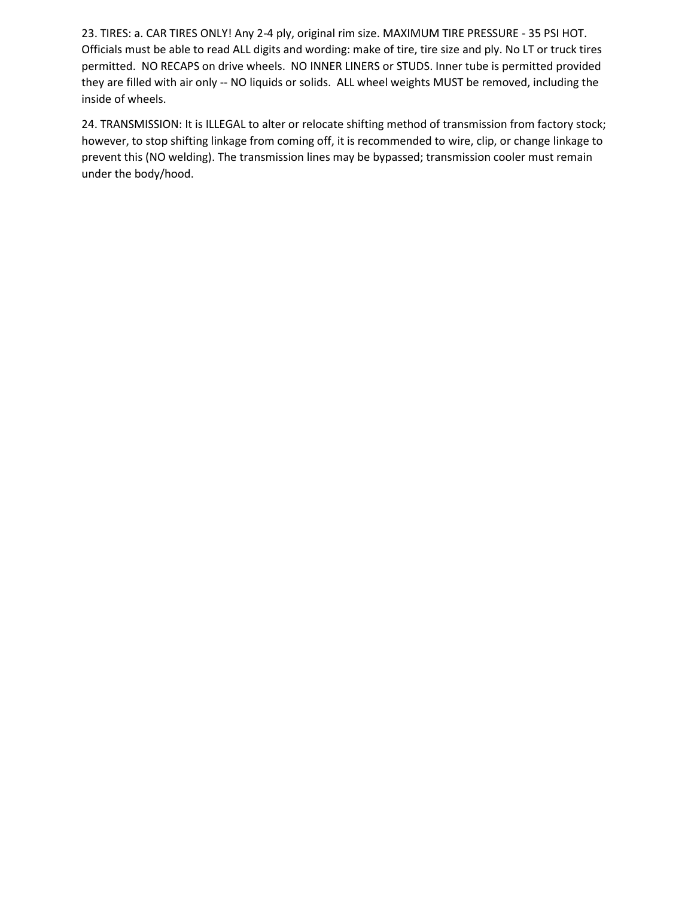23. TIRES: a. CAR TIRES ONLY! Any 2-4 ply, original rim size. MAXIMUM TIRE PRESSURE - 35 PSI HOT. Officials must be able to read ALL digits and wording: make of tire, tire size and ply. No LT or truck tires permitted. NO RECAPS on drive wheels. NO INNER LINERS or STUDS. Inner tube is permitted provided they are filled with air only -- NO liquids or solids. ALL wheel weights MUST be removed, including the inside of wheels.

24. TRANSMISSION: It is ILLEGAL to alter or relocate shifting method of transmission from factory stock; however, to stop shifting linkage from coming off, it is recommended to wire, clip, or change linkage to prevent this (NO welding). The transmission lines may be bypassed; transmission cooler must remain under the body/hood.